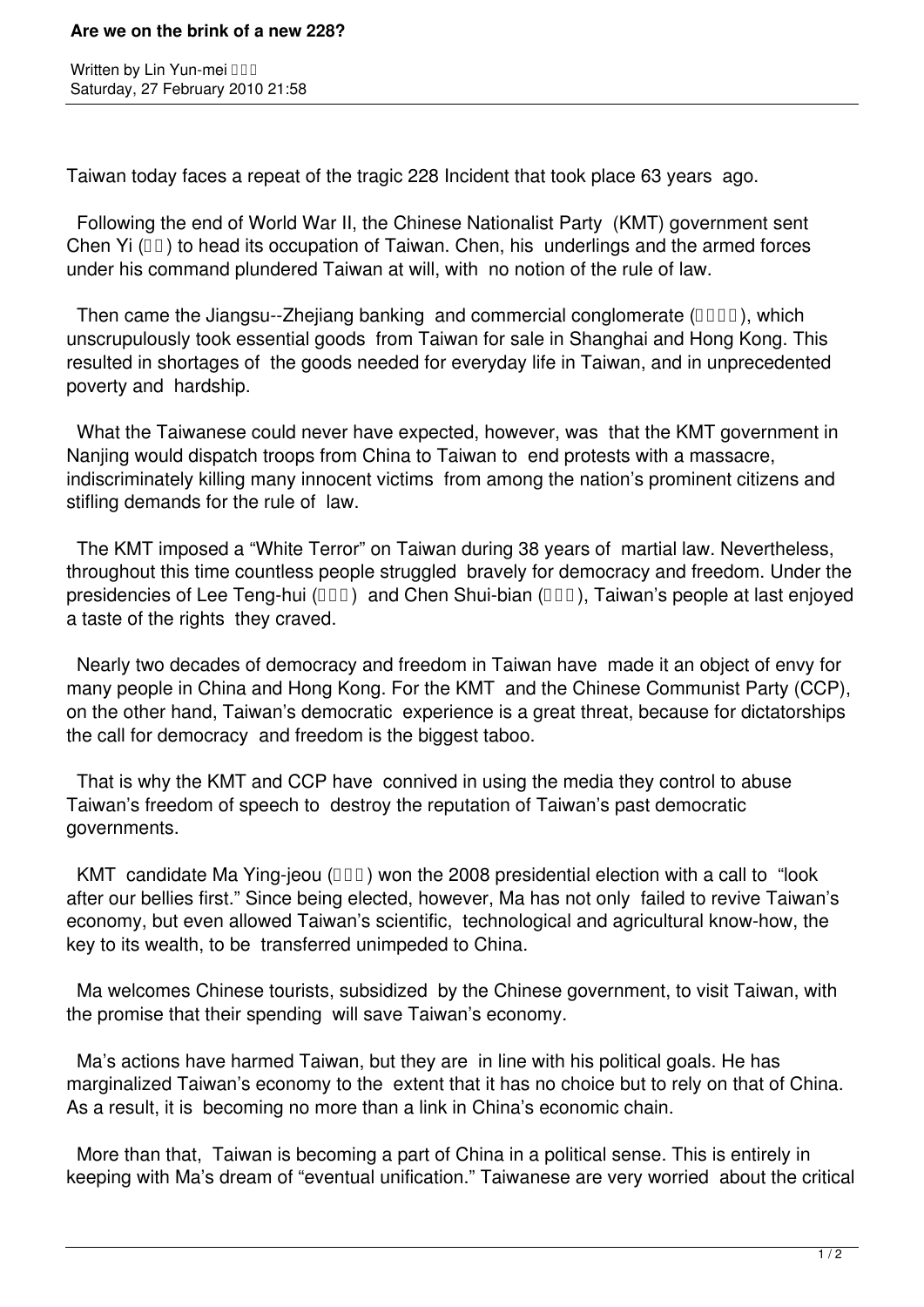# Are we on the brink of a new 228?

Written by Lin Yun-mei □□□
Saturday, 27 February 2010 21:58

Taiwan today faces a repeat of the tragic 228 Incident that took place 63 years ago.

Following the end of World War II, the Chinese Nationalist Party (KMT) government sent Chen Yi (□□) to head its occupation of Taiwan. Chen, his underlings and the armed forces under his command plundered Taiwan at will, with no notion of the rule of law.

Then came the Jiangsu--Zhejiang banking and commercial conglomerate (□□□□), which unscrupulously took essential goods from Taiwan for sale in Shanghai and Hong Kong. This resulted in shortages of the goods needed for everyday life in Taiwan, and in unprecedented poverty and hardship.

What the Taiwanese could never have expected, however, was that the KMT government in Nanjing would dispatch troops from China to Taiwan to end protests with a massacre, indiscriminately killing many innocent victims from among the nation's prominent citizens and stifling demands for the rule of law.

The KMT imposed a "White Terror" on Taiwan during 38 years of martial law. Nevertheless, throughout this time countless people struggled bravely for democracy and freedom. Under the presidencies of Lee Teng-hui (□□□) and Chen Shui-bian (□□□), Taiwan's people at last enjoyed a taste of the rights they craved.

Nearly two decades of democracy and freedom in Taiwan have made it an object of envy for many people in China and Hong Kong. For the KMT and the Chinese Communist Party (CCP), on the other hand, Taiwan's democratic experience is a great threat, because for dictatorships the call for democracy and freedom is the biggest taboo.

That is why the KMT and CCP have connived in using the media they control to abuse Taiwan's freedom of speech to destroy the reputation of Taiwan's past democratic governments.

KMT candidate Ma Ying-jeou (□□□) won the 2008 presidential election with a call to "look after our bellies first." Since being elected, however, Ma has not only failed to revive Taiwan's economy, but even allowed Taiwan's scientific, technological and agricultural know-how, the key to its wealth, to be transferred unimpeded to China.

Ma welcomes Chinese tourists, subsidized by the Chinese government, to visit Taiwan, with the promise that their spending will save Taiwan's economy.

Ma's actions have harmed Taiwan, but they are in line with his political goals. He has marginalized Taiwan's economy to the extent that it has no choice but to rely on that of China. As a result, it is becoming no more than a link in China's economic chain.

More than that, Taiwan is becoming a part of China in a political sense. This is entirely in keeping with Ma's dream of "eventual unification." Taiwanese are very worried about the critical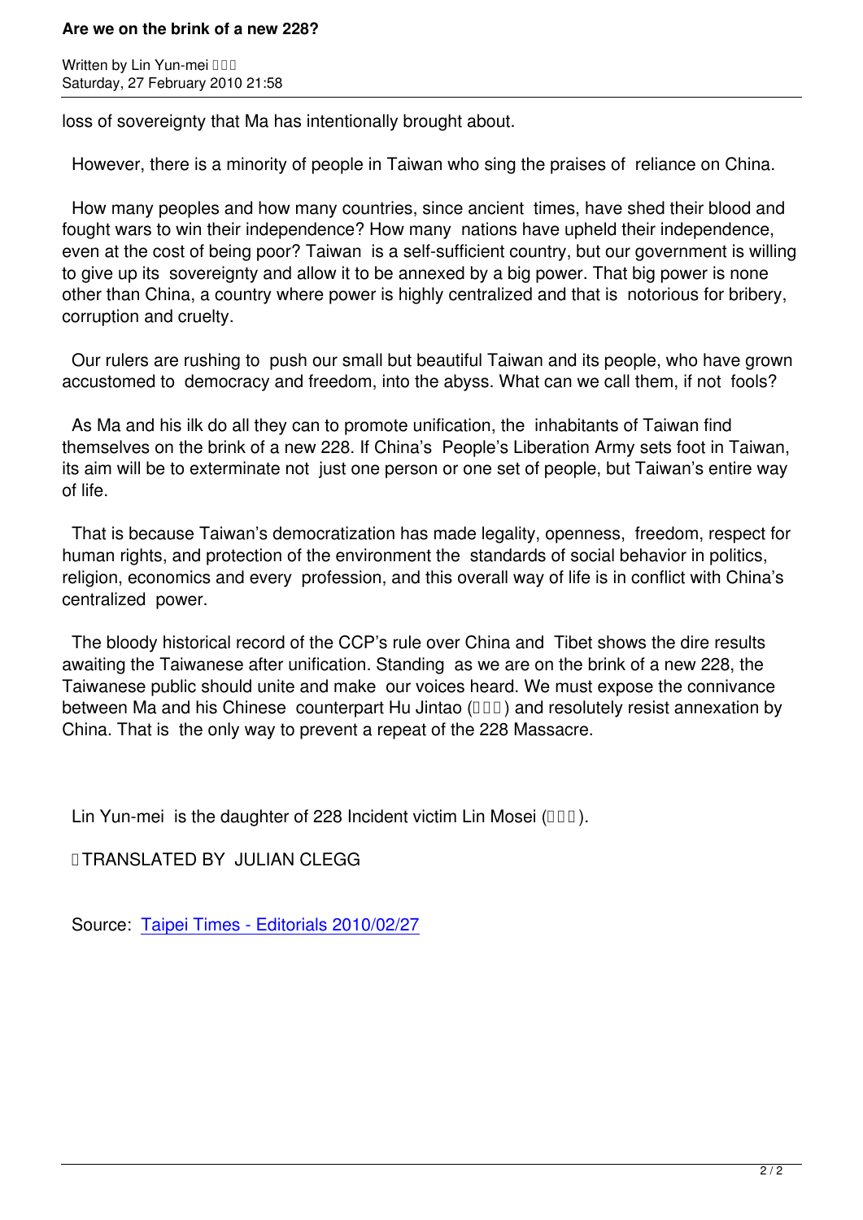loss of sovereignty that Ma has intentionally brought about.

However, there is a minority of people in Taiwan who sing the praises of reliance on China.

How many peoples and how many countries, since ancient times, have shed their blood and fought wars to win their independence? How many nations have upheld their independence, even at the cost of being poor? Taiwan is a self-sufficient country, but our government is willing to give up its sovereignty and allow it to be annexed by a big power. That big power is none other than China, a country where power is highly centralized and that is notorious for bribery, corruption and cruelty.

Our rulers are rushing to push our small but beautiful Taiwan and its people, who have grown accustomed to democracy and freedom, into the abyss. What can we call them, if not fools?

As Ma and his ilk do all they can to promote unification, the inhabitants of Taiwan find themselves on the brink of a new 228. If China's People's Liberation Army sets foot in Taiwan, its aim will be to exterminate not just one person or one set of people, but Taiwan's entire way of life.

That is because Taiwan's democratization has made legality, openness, freedom, respect for human rights, and protection of the environment the standards of social behavior in politics, religion, economics and every profession, and this overall way of life is in conflict with China's centralized power.

The bloody historical record of the CCP's rule over China and Tibet shows the dire results awaiting the Taiwanese after unification. Standing as we are on the brink of a new 228, the Taiwanese public should unite and make our voices heard. We must expose the connivance between Ma and his Chinese counterpart Hu Jintao (胡錦濤) and resolutely resist annexation by China. That is the only way to prevent a repeat of the 228 Massacre.

Lin Yun-mei is the daughter of 228 Incident victim Lin Mosei (林茂生).

TRANSLATED BY JULIAN CLEGG

Source: [Taipei Times - Editorials 2010/02/27]